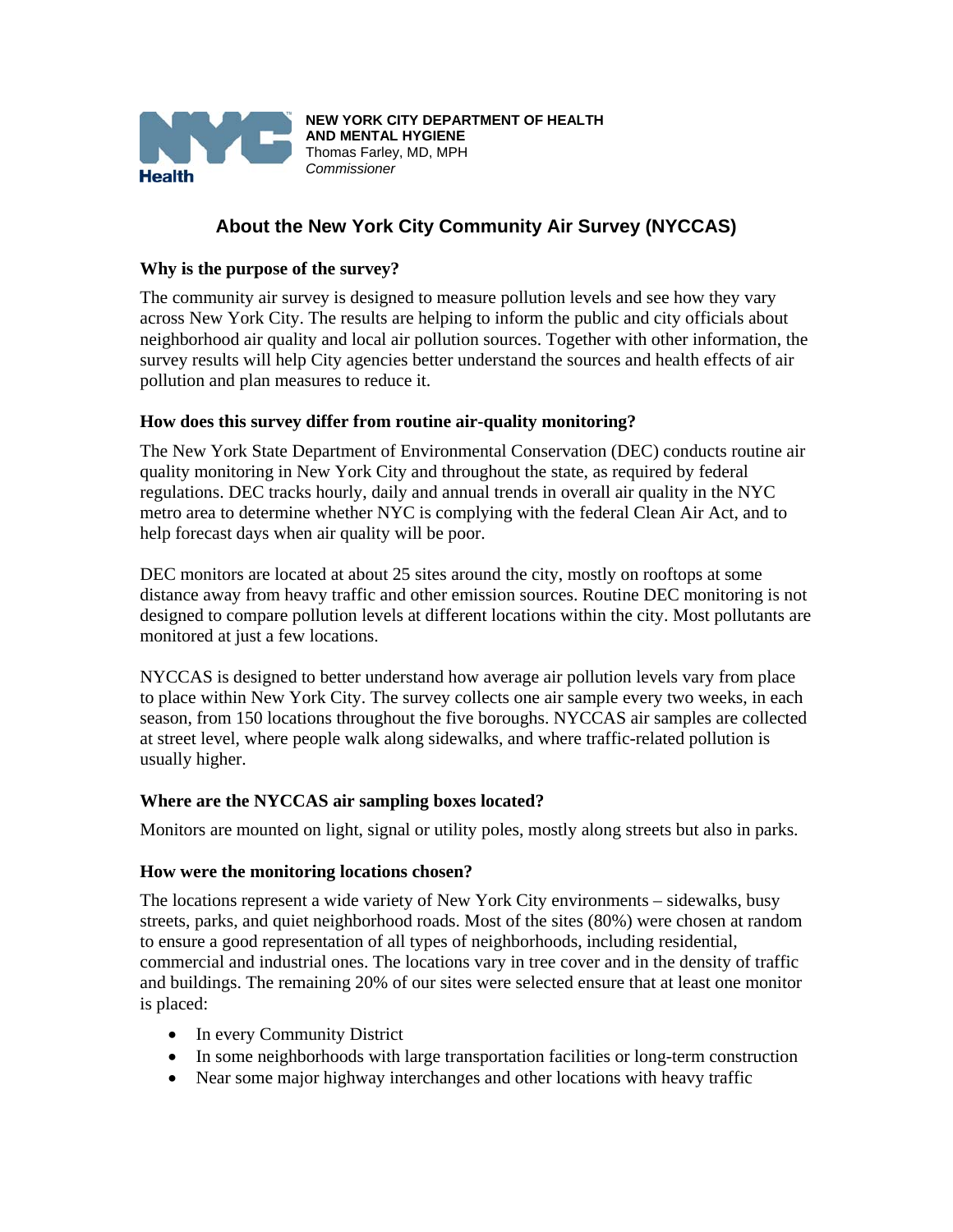**NEW YORK CITY DEPARTMENT OF HEALTH AND MENTAL HYGIENE**
Thomas Farley, MD, MPH
*Commissioner*

# About the New York City Community Air Survey (NYCCAS)

### Why is the purpose of the survey?

The community air survey is designed to measure pollution levels and see how they vary across New York City. The results are helping to inform the public and city officials about neighborhood air quality and local air pollution sources. Together with other information, the survey results will help City agencies better understand the sources and health effects of air pollution and plan measures to reduce it.

### How does this survey differ from routine air-quality monitoring?

The New York State Department of Environmental Conservation (DEC) conducts routine air quality monitoring in New York City and throughout the state, as required by federal regulations. DEC tracks hourly, daily and annual trends in overall air quality in the NYC metro area to determine whether NYC is complying with the federal Clean Air Act, and to help forecast days when air quality will be poor.

DEC monitors are located at about 25 sites around the city, mostly on rooftops at some distance away from heavy traffic and other emission sources. Routine DEC monitoring is not designed to compare pollution levels at different locations within the city. Most pollutants are monitored at just a few locations.

NYCCAS is designed to better understand how average air pollution levels vary from place to place within New York City. The survey collects one air sample every two weeks, in each season, from 150 locations throughout the five boroughs. NYCCAS air samples are collected at street level, where people walk along sidewalks, and where traffic-related pollution is usually higher.

### Where are the NYCCAS air sampling boxes located?

Monitors are mounted on light, signal or utility poles, mostly along streets but also in parks.

### How were the monitoring locations chosen?

The locations represent a wide variety of New York City environments – sidewalks, busy streets, parks, and quiet neighborhood roads. Most of the sites (80%) were chosen at random to ensure a good representation of all types of neighborhoods, including residential, commercial and industrial ones. The locations vary in tree cover and in the density of traffic and buildings. The remaining 20% of our sites were selected ensure that at least one monitor is placed:

- In every Community District
- In some neighborhoods with large transportation facilities or long-term construction
- Near some major highway interchanges and other locations with heavy traffic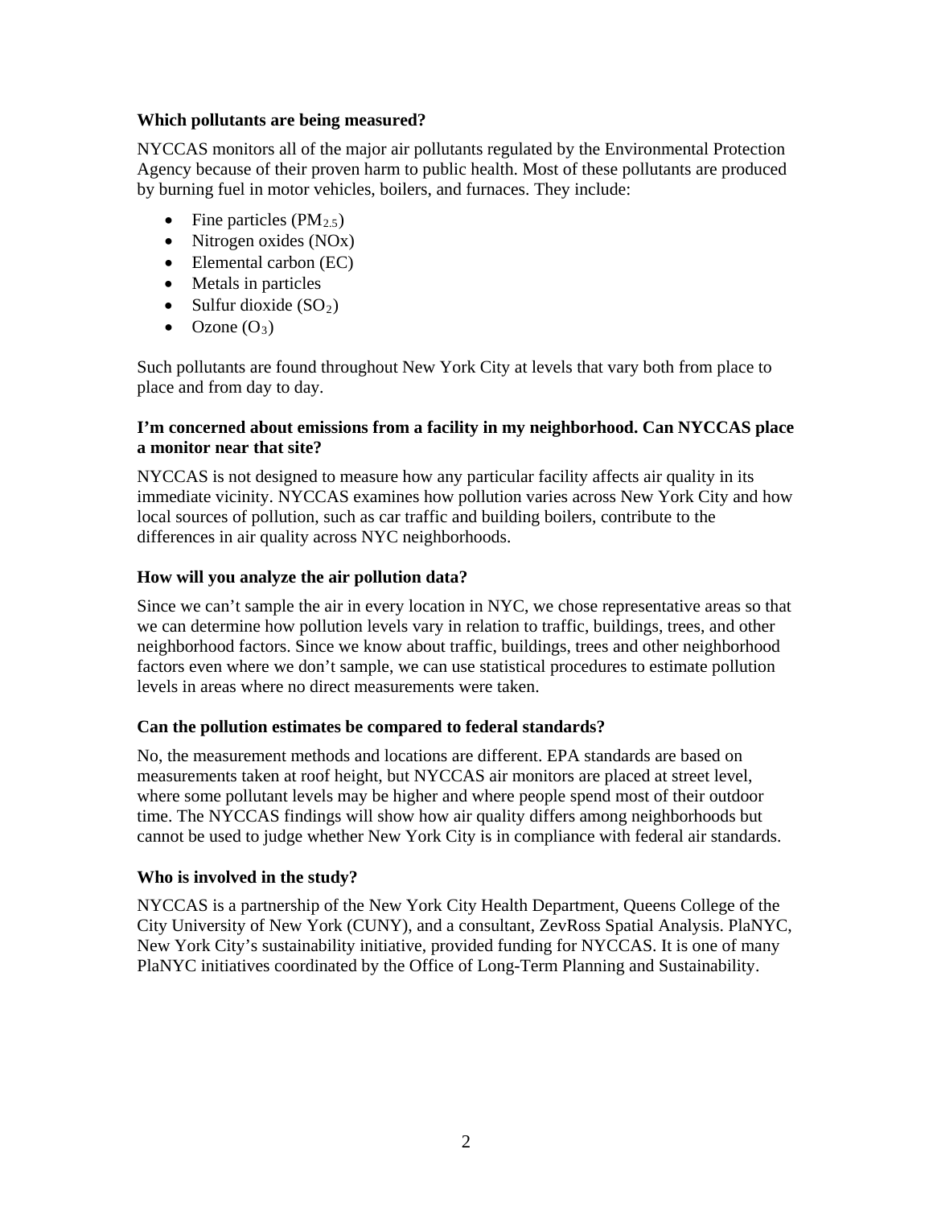**Which pollutants are being measured?**

NYCCAS monitors all of the major air pollutants regulated by the Environmental Protection Agency because of their proven harm to public health. Most of these pollutants are produced by burning fuel in motor vehicles, boilers, and furnaces. They include:

- Fine particles ($PM_{2.5}$)
- Nitrogen oxides (NOx)
- Elemental carbon (EC)
- Metals in particles
- Sulfur dioxide ($SO_2$)
- Ozone ($O_3$)

Such pollutants are found throughout New York City at levels that vary both from place to place and from day to day.

**I'm concerned about emissions from a facility in my neighborhood. Can NYCCAS place a monitor near that site?**

NYCCAS is not designed to measure how any particular facility affects air quality in its immediate vicinity. NYCCAS examines how pollution varies across New York City and how local sources of pollution, such as car traffic and building boilers, contribute to the differences in air quality across NYC neighborhoods.

**How will you analyze the air pollution data?**

Since we can't sample the air in every location in NYC, we chose representative areas so that we can determine how pollution levels vary in relation to traffic, buildings, trees, and other neighborhood factors. Since we know about traffic, buildings, trees and other neighborhood factors even where we don't sample, we can use statistical procedures to estimate pollution levels in areas where no direct measurements were taken.

**Can the pollution estimates be compared to federal standards?**

No, the measurement methods and locations are different. EPA standards are based on measurements taken at roof height, but NYCCAS air monitors are placed at street level, where some pollutant levels may be higher and where people spend most of their outdoor time. The NYCCAS findings will show how air quality differs among neighborhoods but cannot be used to judge whether New York City is in compliance with federal air standards.

**Who is involved in the study?**

NYCCAS is a partnership of the New York City Health Department, Queens College of the City University of New York (CUNY), and a consultant, ZevRoss Spatial Analysis. PlaNYC, New York City's sustainability initiative, provided funding for NYCCAS. It is one of many PlaNYC initiatives coordinated by the Office of Long-Term Planning and Sustainability.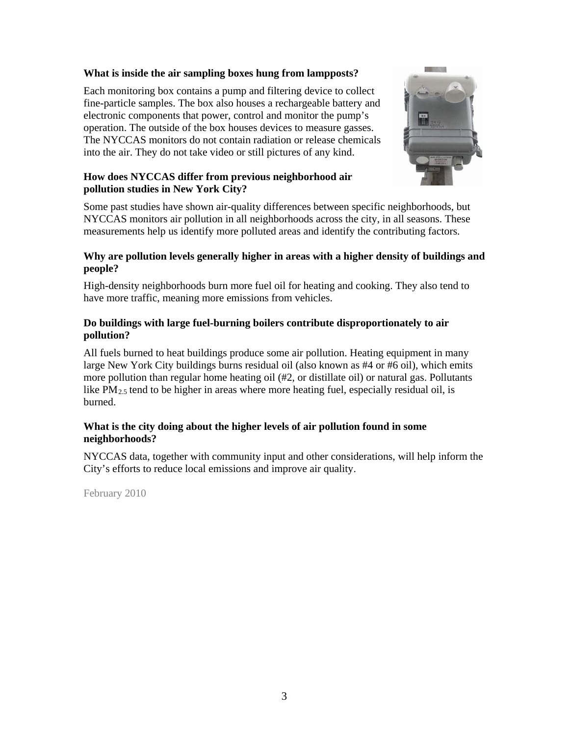**What is inside the air sampling boxes hung from lampposts?**

Each monitoring box contains a pump and filtering device to collect fine-particle samples. The box also houses a rechargeable battery and electronic components that power, control and monitor the pump's operation. The outside of the box houses devices to measure gasses. The NYCCAS monitors do not contain radiation or release chemicals into the air. They do not take video or still pictures of any kind.

**How does NYCCAS differ from previous neighborhood air pollution studies in New York City?**

Some past studies have shown air-quality differences between specific neighborhoods, but NYCCAS monitors air pollution in all neighborhoods across the city, in all seasons. These measurements help us identify more polluted areas and identify the contributing factors.

**Why are pollution levels generally higher in areas with a higher density of buildings and people?**

High-density neighborhoods burn more fuel oil for heating and cooking. They also tend to have more traffic, meaning more emissions from vehicles.

**Do buildings with large fuel-burning boilers contribute disproportionately to air pollution?**

All fuels burned to heat buildings produce some air pollution. Heating equipment in many large New York City buildings burns residual oil (also known as #4 or #6 oil), which emits more pollution than regular home heating oil (#2, or distillate oil) or natural gas. Pollutants like $PM_{2.5}$ tend to be higher in areas where more heating fuel, especially residual oil, is burned.

**What is the city doing about the higher levels of air pollution found in some neighborhoods?**

NYCCAS data, together with community input and other considerations, will help inform the City's efforts to reduce local emissions and improve air quality.

February 2010